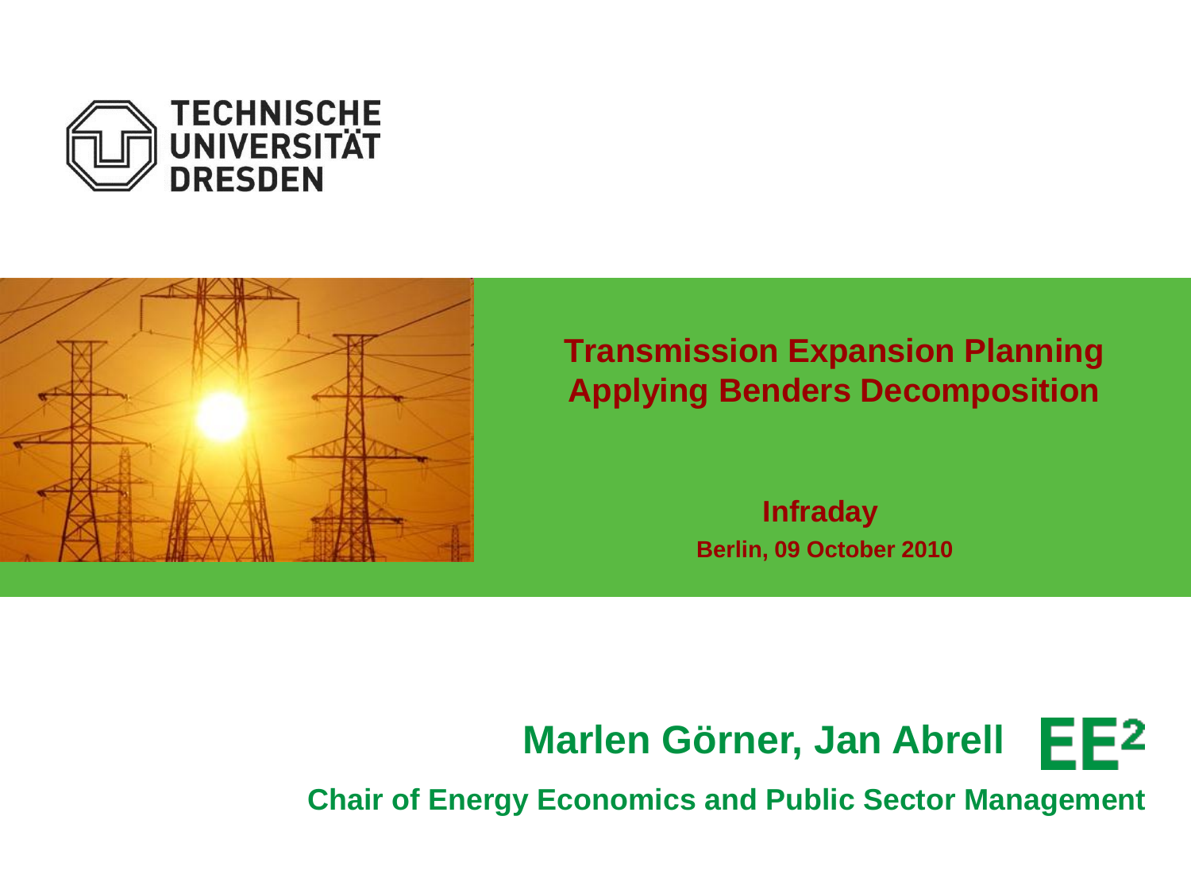TECHNISCHE UNIVERSITÄT DRESDEN

# Transmission Expansion Planning Applying Benders Decomposition

**Infraday**

**Berlin, 09 October 2010**

**Marlen Görner, Jan Abrell**

EE²

**Chair of Energy Economics and Public Sector Management**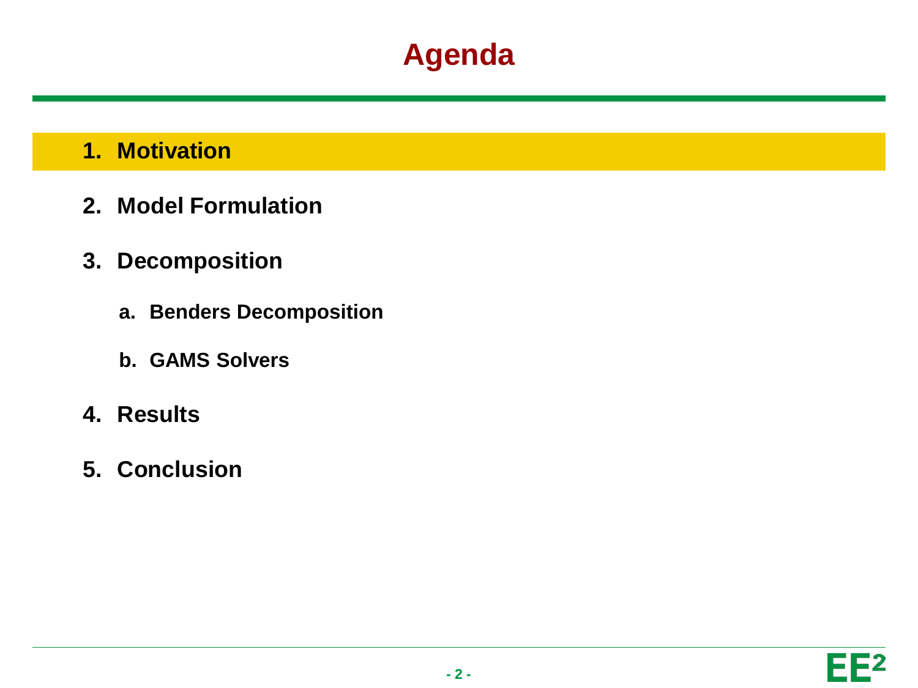# Agenda

1. **Motivation**
2. **Model Formulation**
3. **Decomposition**
   a. **Benders Decomposition**
   b. **GAMS Solvers**
4. **Results**
5. **Conclusion**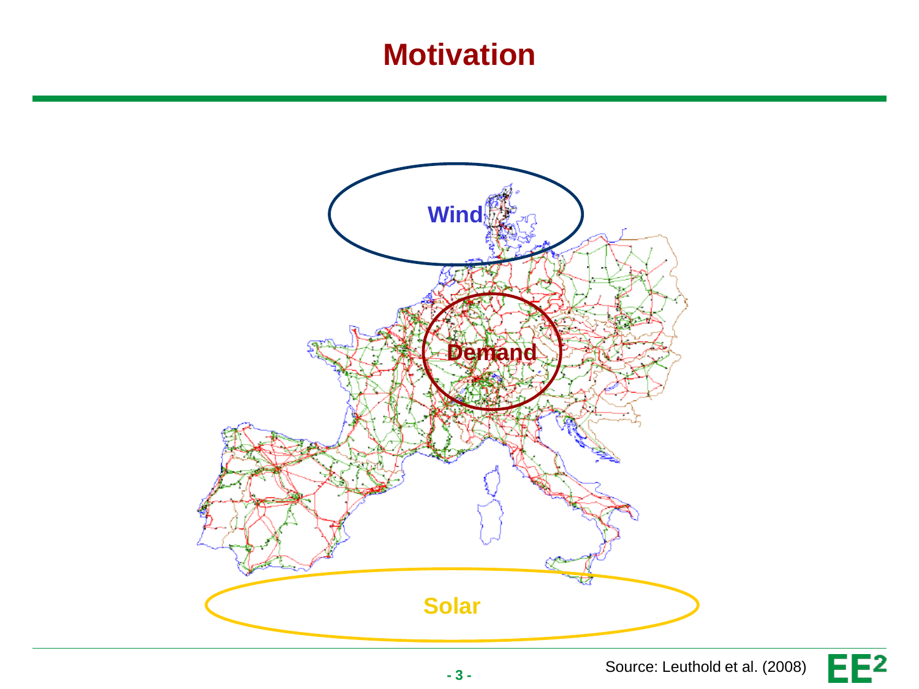# Motivation

Wind

Demand

Solar

Source: Leuthold et al. (2008)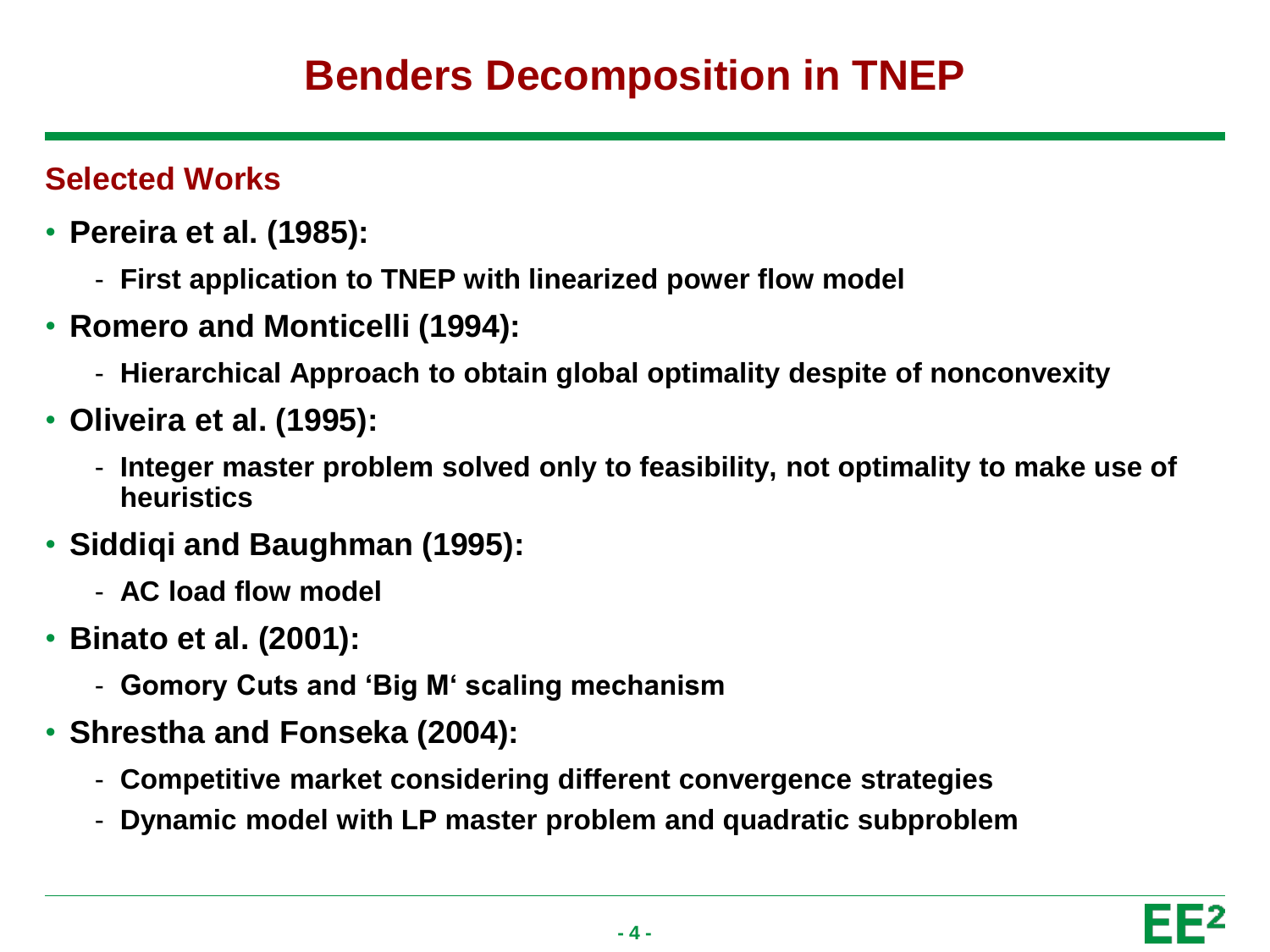# Benders Decomposition in TNEP

## Selected Works

- **Pereira et al. (1985):**
  - **First application to TNEP with linearized power flow model**
- **Romero and Monticelli (1994):**
  - **Hierarchical Approach to obtain global optimality despite of nonconvexity**
- **Oliveira et al. (1995):**
  - **Integer master problem solved only to feasibility, not optimality to make use of heuristics**
- **Siddiqi and Baughman (1995):**
  - **AC load flow model**
- **Binato et al. (2001):**
  - **Gomory Cuts and 'Big M' scaling mechanism**
- **Shrestha and Fonseka (2004):**
  - **Competitive market considering different convergence strategies**
  - **Dynamic model with LP master problem and quadratic subproblem**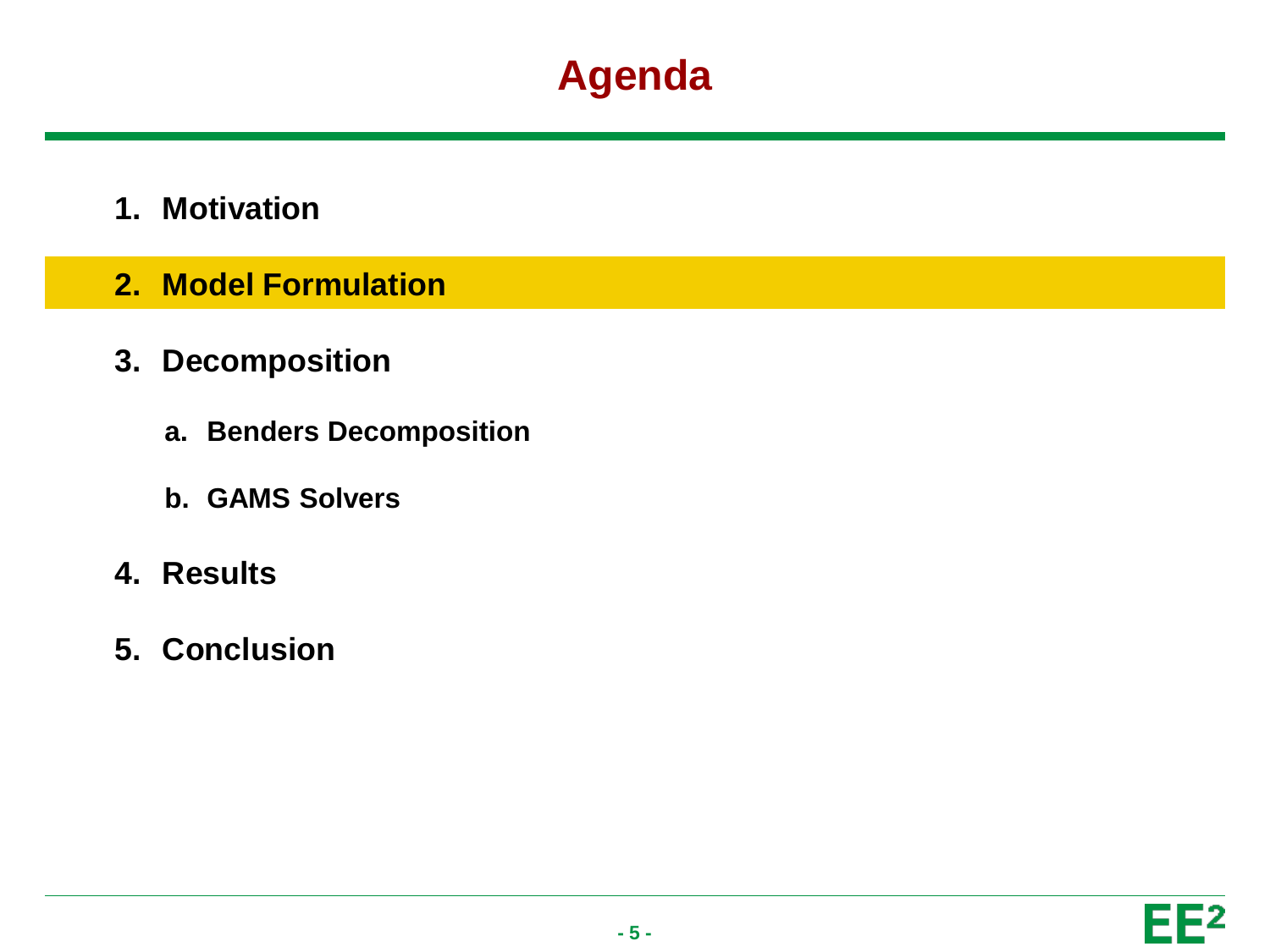# Agenda

1. **Motivation**
2. **Model Formulation**
3. **Decomposition**
   a. **Benders Decomposition**
   b. **GAMS Solvers**
4. **Results**
5. **Conclusion**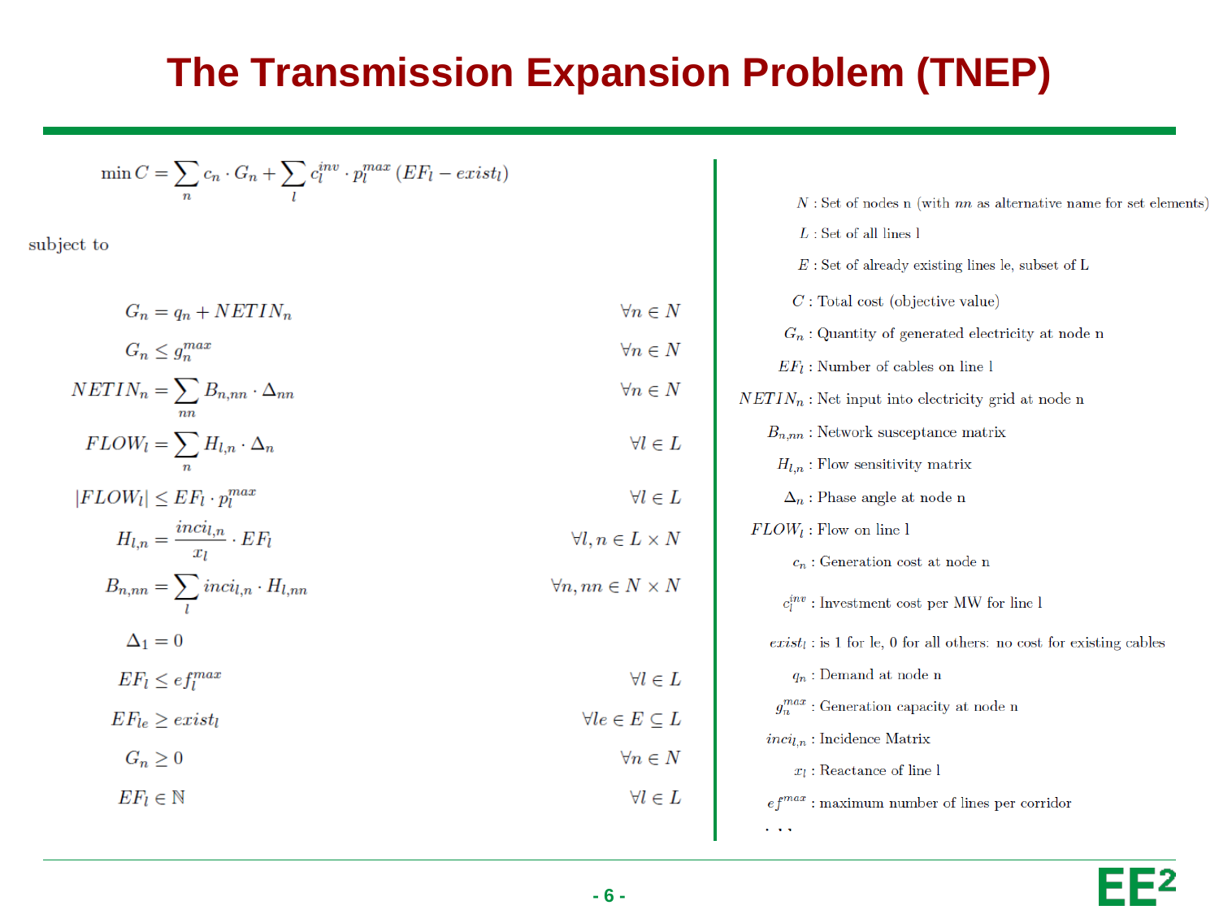# The Transmission Expansion Problem (TNEP)

$$\min C = \sum_n c_n \cdot G_n + \sum_l c_l^{inv} \cdot p_l^{max} \left( EF_l - exist_l \right)$$

subject to

$$G_n = q_n + NETIN_n \qquad \forall n \in N$$

$$G_n \leq g_n^{max} \qquad \forall n \in N$$

$$NETIN_n = \sum_{nn} B_{n,nn} \cdot \Delta_{nn} \qquad \forall n \in N$$

$$FLOW_l = \sum_n H_{l,n} \cdot \Delta_n \qquad \forall l \in L$$

$$|FLOW_l| \leq EF_l \cdot p_l^{max} \qquad \forall l \in L$$

$$H_{l,n} = \frac{inci_{l,n}}{x_l} \cdot EF_l \qquad \forall l, n \in L \times N$$

$$B_{n,nn} = \sum_l inci_{l,n} \cdot H_{l,nn} \qquad \forall n, nn \in N \times N$$

$$\Delta_1 = 0$$

$$EF_l \leq ef_l^{max} \qquad \forall l \in L$$

$$EF_{le} \geq exist_l \qquad \forall le \in E \subseteq L$$

$$G_n \geq 0 \qquad \forall n \in N$$

$$EF_l \in \mathbb{N} \qquad \forall l \in L$$

- $N$ : Set of nodes n (with $nn$ as alternative name for set elements)
- $L$ : Set of all lines l
- $E$ : Set of already existing lines le, subset of L
- $C$ : Total cost (objective value)
- $G_n$ : Quantity of generated electricity at node n
- $EF_l$ : Number of cables on line l
- $NETIN_n$ : Net input into electricity grid at node n
- $B_{n,nn}$ : Network susceptance matrix
- $H_{l,n}$ : Flow sensitivity matrix
- $\Delta_n$ : Phase angle at node n
- $FLOW_l$ : Flow on line l
- $c_n$ : Generation cost at node n
- $c_l^{inv}$ : Investment cost per MW for line l
- $exist_l$ : is 1 for le, 0 for all others: no cost for existing cables
- $q_n$ : Demand at node n
- $g_n^{max}$ : Generation capacity at node n
- $inci_{l,n}$ : Incidence Matrix
- $x_l$ : Reactance of line l
- $ef^{max}$ : maximum number of lines per corridor
- ...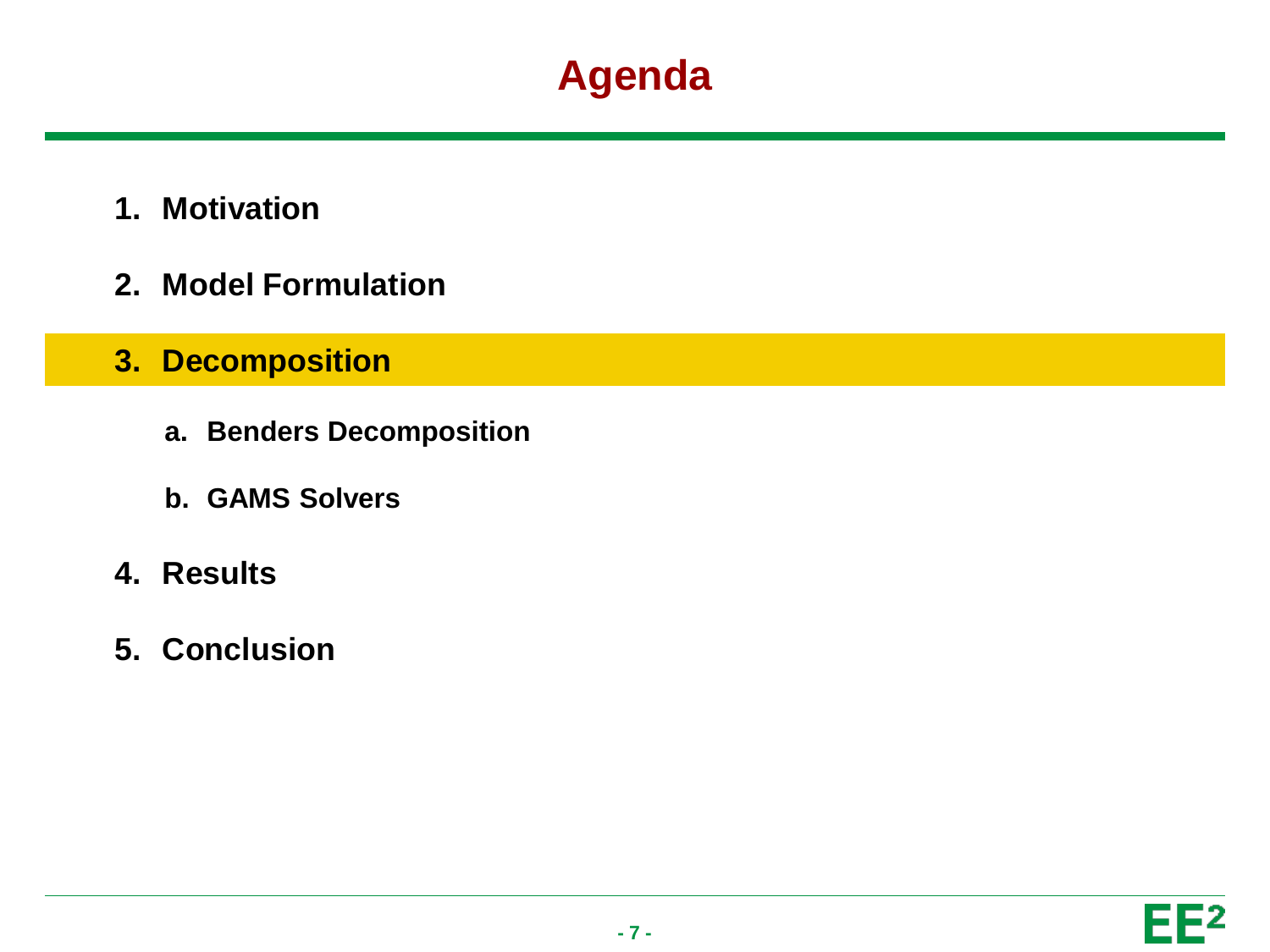# Agenda

1. **Motivation**
2. **Model Formulation**
3. **Decomposition**
   a. **Benders Decomposition**
   b. **GAMS Solvers**
4. **Results**
5. **Conclusion**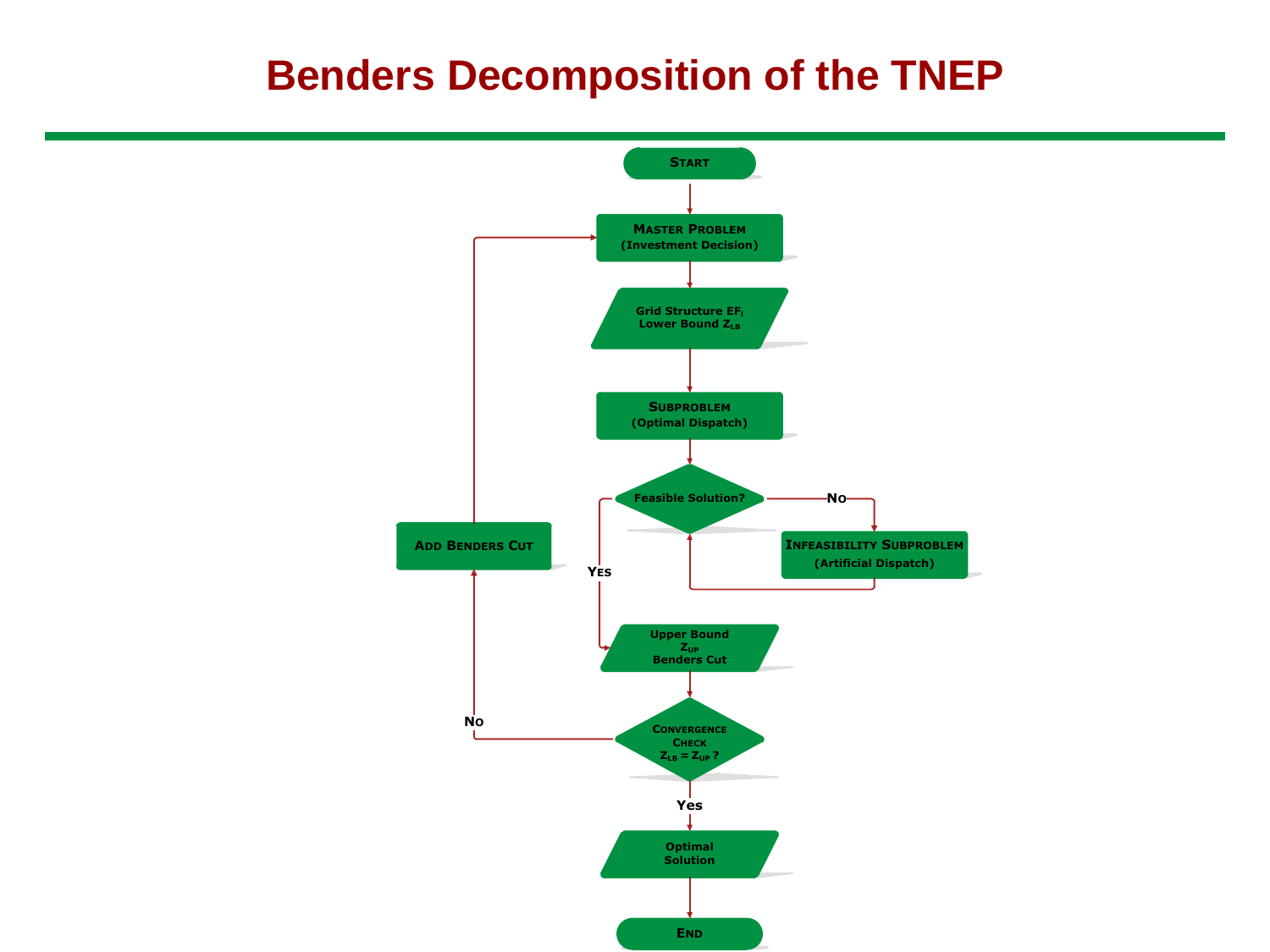# Benders Decomposition of the TNEP

START

MASTER PROBLEM
(Investment Decision)

Grid Structure $EF_l$
Lower Bound $Z_{LB}$

SUBPROBLEM
(Optimal Dispatch)

Feasible Solution?

NO

INFEASIBILITY SUBPROBLEM
(Artificial Dispatch)

YES

Upper Bound
$Z_{UP}$
Benders Cut

ADD BENDERS CUT

CONVERGENCE CHECK
$Z_{LB} = Z_{UP}$ ?

NO

Yes

Optimal Solution

END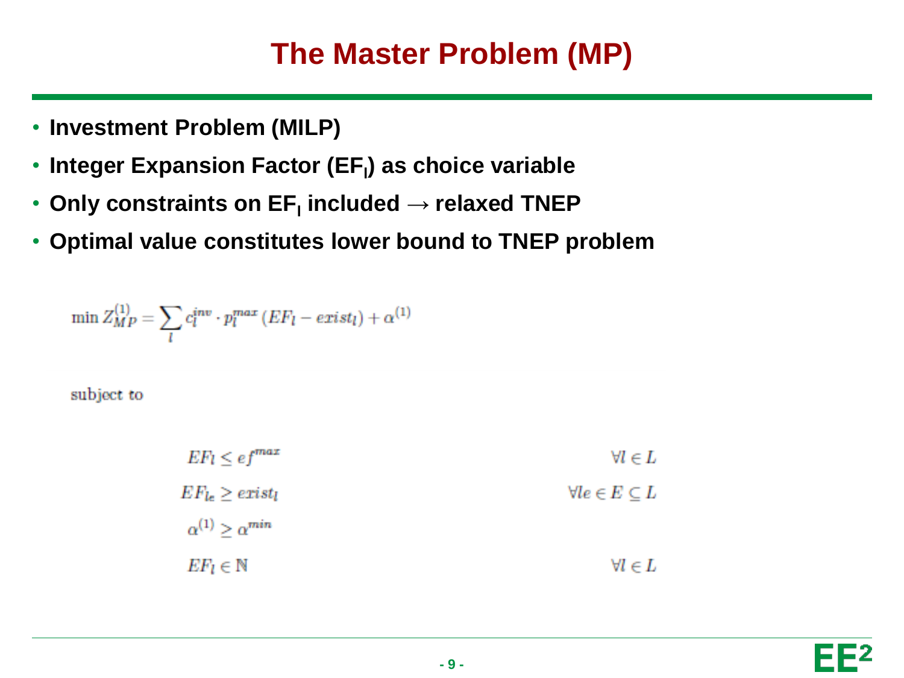# The Master Problem (MP)

- **Investment Problem (MILP)**
- **Integer Expansion Factor ($EF_l$) as choice variable**
- **Only constraints on $EF_l$ included → relaxed TNEP**
- **Optimal value constitutes lower bound to TNEP problem**

$$\min Z_{MP}^{(1)} = \sum_{l} c_l^{inv} \cdot p_l^{max} \left( EF_l - exist_l \right) + \alpha^{(1)}$$

subject to

$$EF_l \leq ef^{max} \qquad \forall l \in L$$

$$EF_{l_e} \geq exist_l \qquad \forall le \in E \subseteq L$$

$$\alpha^{(1)} \geq \alpha^{min}$$

$$EF_l \in \mathbb{N} \qquad \forall l \in L$$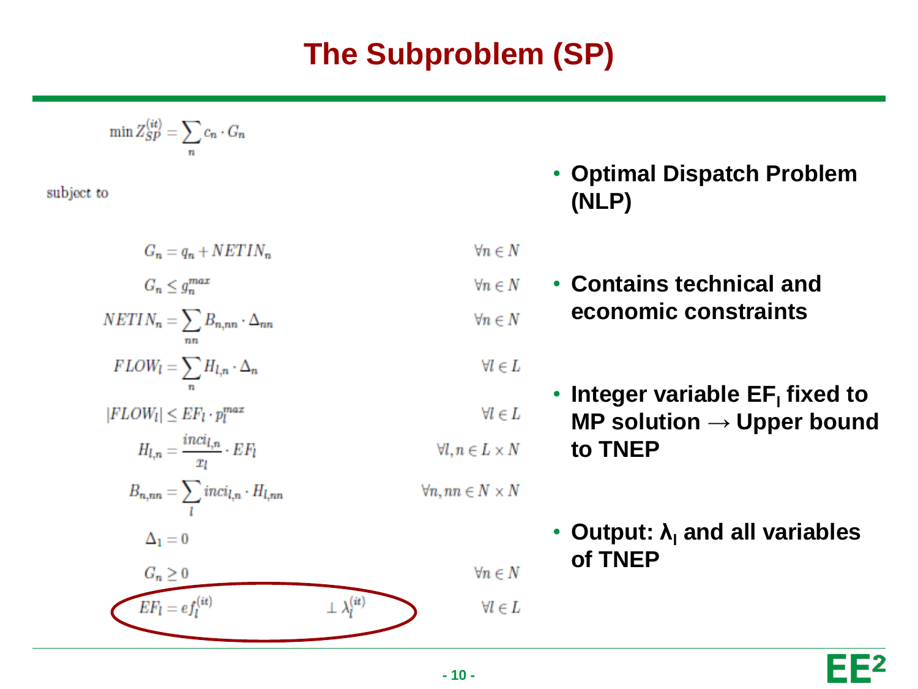# The Subproblem (SP)

$$\min Z_{SP}^{(it)} = \sum_{n} c_n \cdot G_n$$

subject to

$$G_n = q_n + NETIN_n \qquad \forall n \in N$$

$$G_n \leq g_n^{max} \qquad \forall n \in N$$

$$NETIN_n = \sum_{nn} B_{n,nn} \cdot \Delta_{nn} \qquad \forall n \in N$$

$$FLOW_l = \sum_{n} H_{l,n} \cdot \Delta_n \qquad \forall l \in L$$

$$|FLOW_l| \leq EF_l \cdot p_l^{max} \qquad \forall l \in L$$

$$H_{l,n} = \frac{inci_{l,n}}{x_l} \cdot EF_l \qquad \forall l, n \in L \times N$$

$$B_{n,nn} = \sum_{l} inci_{l,n} \cdot H_{l,nn} \qquad \forall n, nn \in N \times N$$

$$\Delta_1 = 0$$

$$G_n \geq 0 \qquad \forall n \in N$$

$$EF_l = ef_l^{(it)} \quad \perp \lambda_l^{(it)} \qquad \forall l \in L$$

- **Optimal Dispatch Problem (NLP)**
- **Contains technical and economic constraints**
- **Integer variable $EF_l$ fixed to MP solution → Upper bound to TNEP**
- **Output: $\lambda_l$ and all variables of TNEP**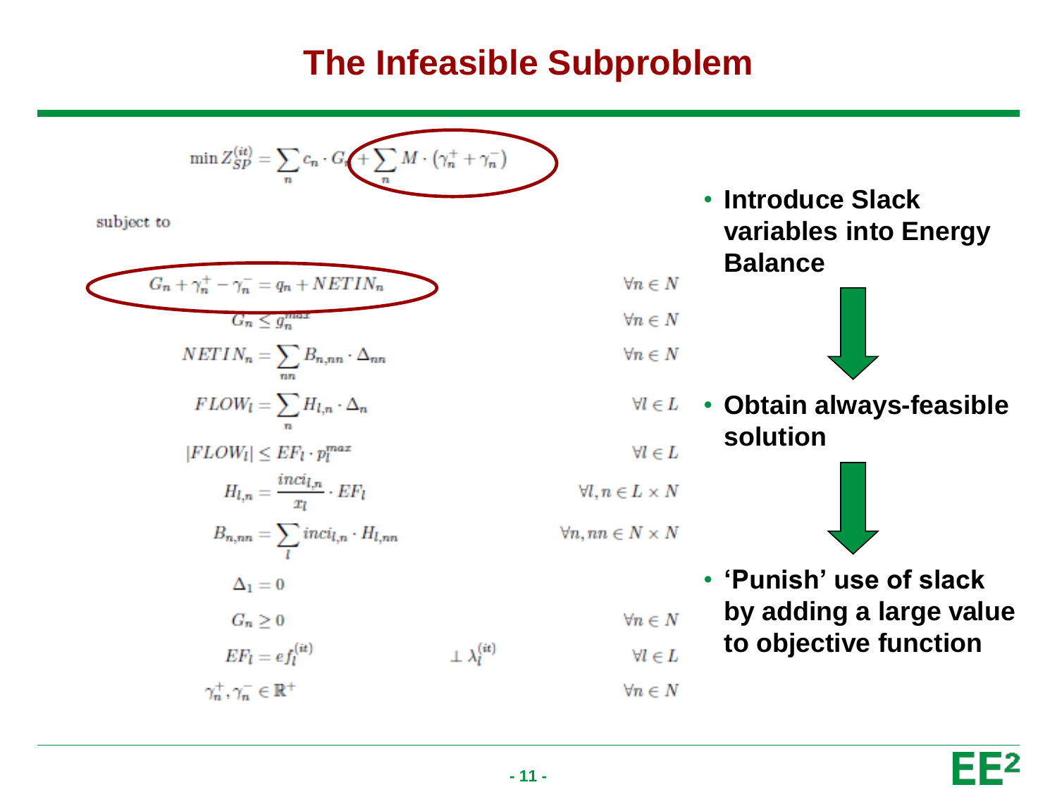# The Infeasible Subproblem

$$\min Z_{SP}^{(it)} = \sum_n c_n \cdot G_n + \sum_n M \cdot (\gamma_n^+ + \gamma_n^-)$$

subject to

$$G_n + \gamma_n^+ - \gamma_n^- = q_n + NETIN_n \qquad \forall n \in N$$

$$G_n \leq g_n^{max} \qquad \forall n \in N$$

$$NETIN_n = \sum_{nn} B_{n,nn} \cdot \Delta_{nn} \qquad \forall n \in N$$

$$FLOW_l = \sum_n H_{l,n} \cdot \Delta_n \qquad \forall l \in L$$

$$|FLOW_l| \leq EF_l \cdot p_l^{max} \qquad \forall l \in L$$

$$H_{l,n} = \frac{inci_{l,n}}{x_l} \cdot EF_l \qquad \forall l, n \in L \times N$$

$$B_{n,nn} = \sum_l inci_{l,n} \cdot H_{l,nn} \qquad \forall n, nn \in N \times N$$

$$\Delta_1 = 0$$

$$G_n \geq 0 \qquad \forall n \in N$$

$$EF_l = ef_l^{(it)} \quad \perp \lambda_l^{(it)} \qquad \forall l \in L$$

$$\gamma_n^+, \gamma_n^- \in \mathbb{R}^+ \qquad \forall n \in N$$

- **Introduce Slack variables into Energy Balance**
- **Obtain always-feasible solution**
- **'Punish' use of slack by adding a large value to objective function**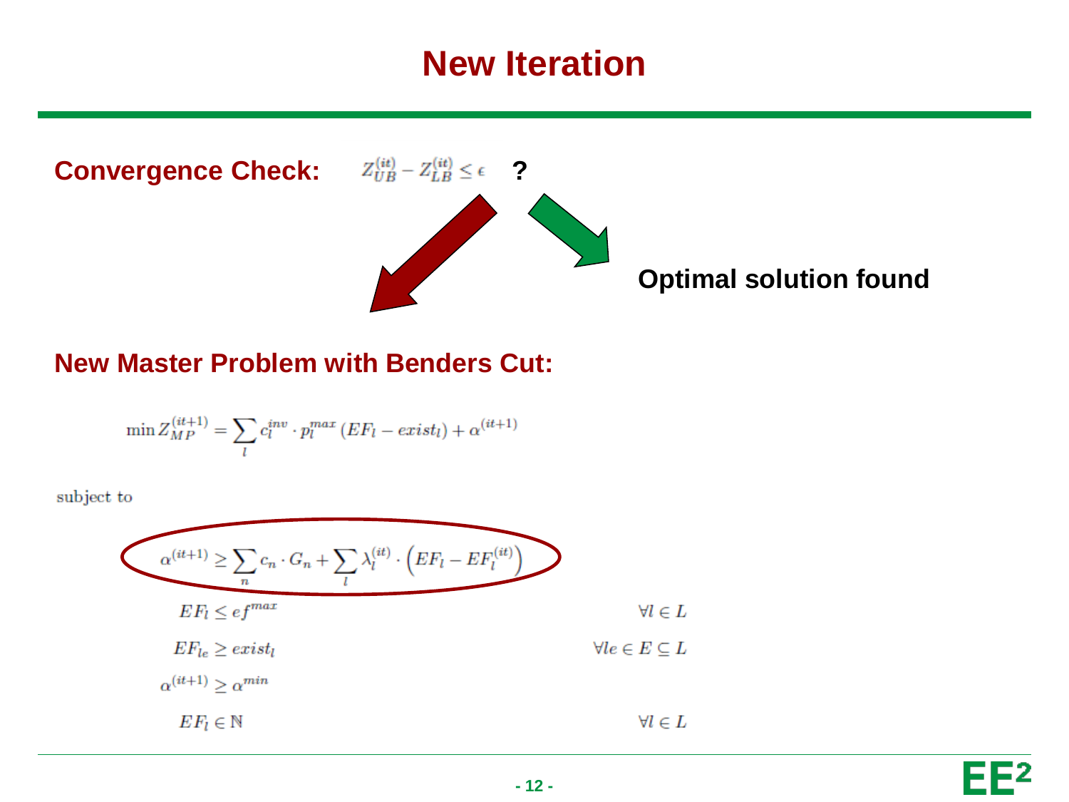# New Iteration

**Convergence Check:** $Z_{UB}^{(it)} - Z_{LB}^{(it)} \leq \epsilon$ **?**

**Optimal solution found**

**New Master Problem with Benders Cut:**

$$\min Z_{MP}^{(it+1)} = \sum_{l} c_l^{inv} \cdot p_l^{max} \left( EF_l - exist_l \right) + \alpha^{(it+1)}$$

subject to

$$\alpha^{(it+1)} \geq \sum_{n} c_n \cdot G_n + \sum_{l} \lambda_l^{(it)} \cdot \left( EF_l - EF_l^{(it)} \right)$$

$$EF_l \leq ef^{max} \qquad \forall l \in L$$

$$EF_{le} \geq exist_l \qquad \forall le \in E \subseteq L$$

$$\alpha^{(it+1)} \geq \alpha^{min}$$

$$EF_l \in \mathbb{N} \qquad \forall l \in L$$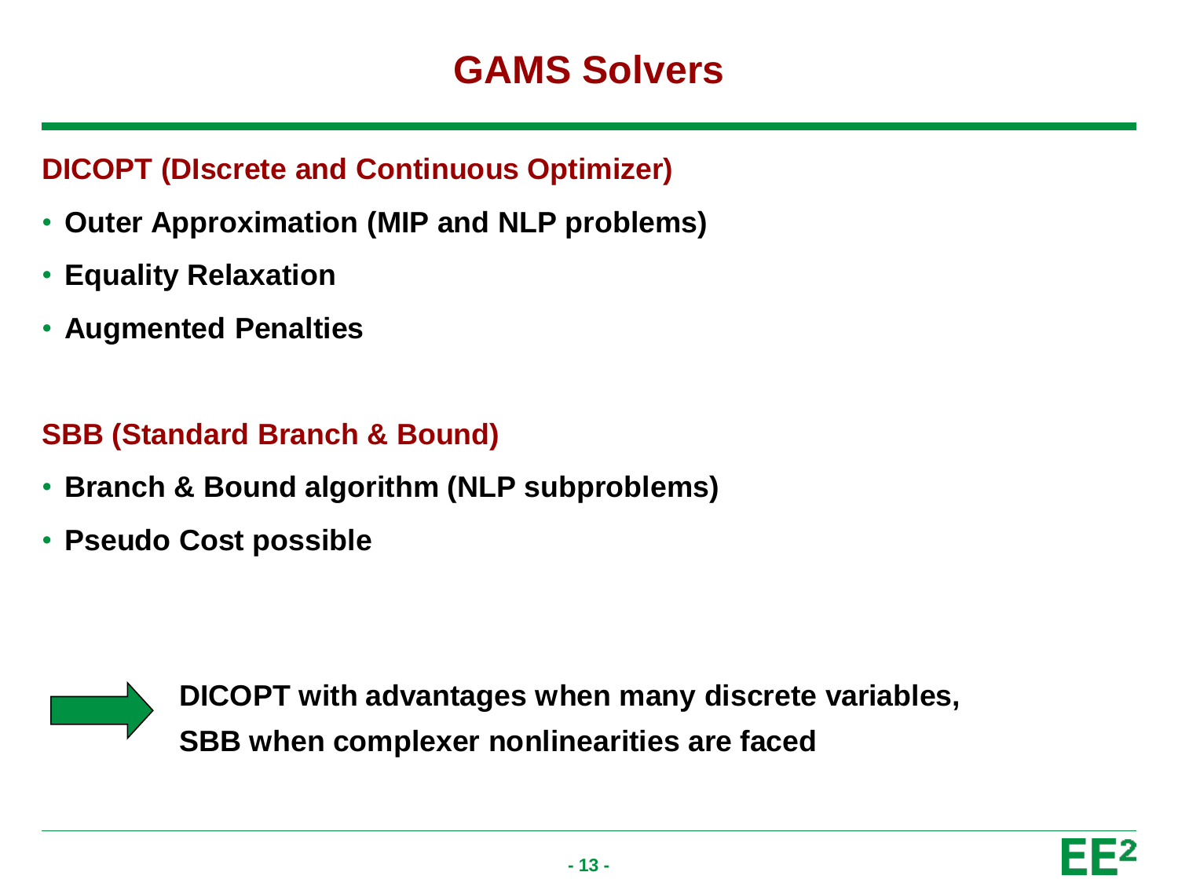# GAMS Solvers

## DICOPT (DIscrete and Continuous Optimizer)

- **Outer Approximation (MIP and NLP problems)**
- **Equality Relaxation**
- **Augmented Penalties**

## SBB (Standard Branch & Bound)

- **Branch & Bound algorithm (NLP subproblems)**
- **Pseudo Cost possible**

**DICOPT with advantages when many discrete variables,**
**SBB when complexer nonlinearities are faced**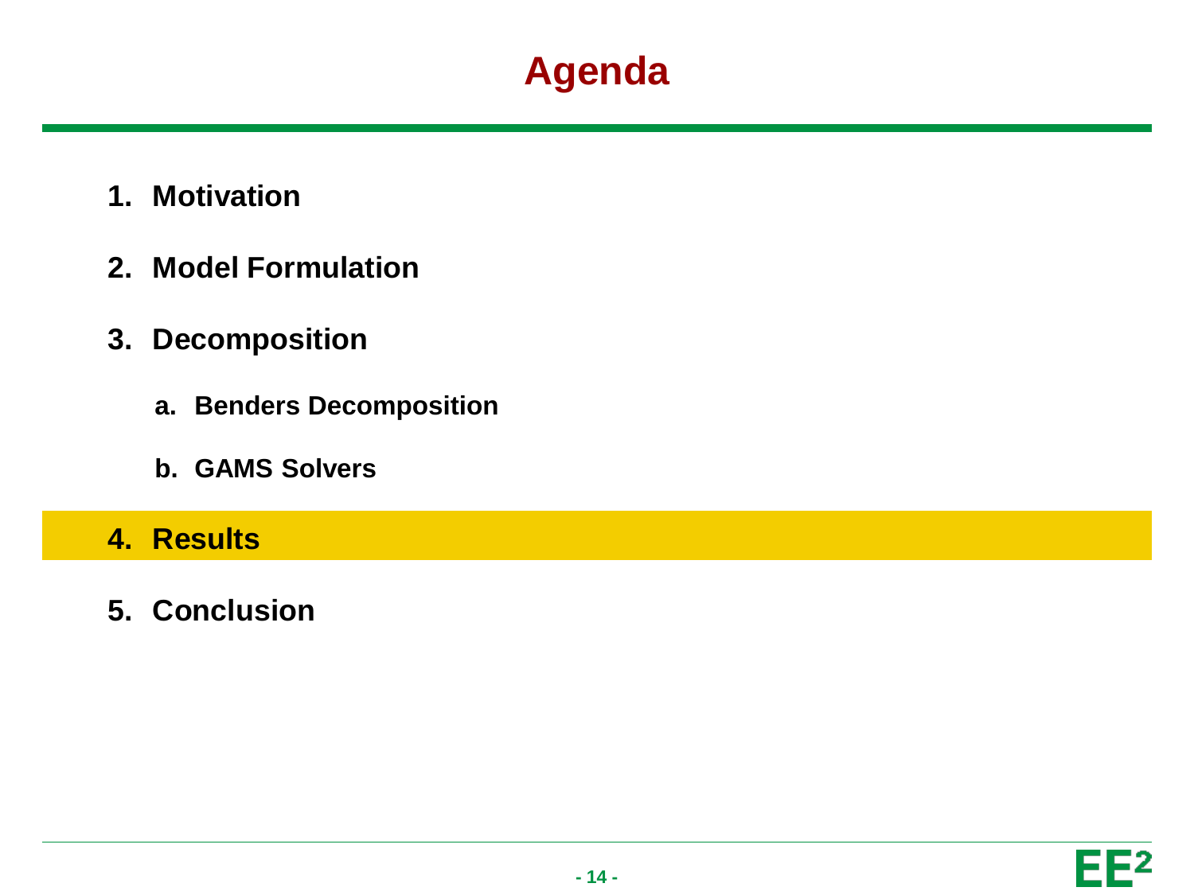# Agenda

1. **Motivation**
2. **Model Formulation**
3. **Decomposition**
   a. **Benders Decomposition**
   b. **GAMS Solvers**
4. **Results**
5. **Conclusion**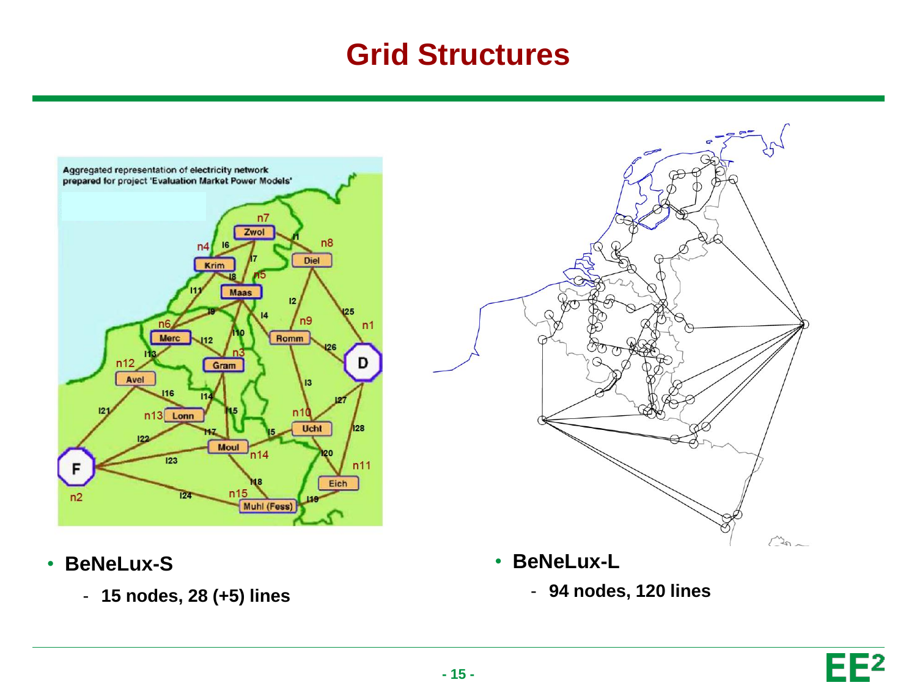# Grid Structures

- **BeNeLux-S**
  - **15 nodes, 28 (+5) lines**
- **BeNeLux-L**
  - **94 nodes, 120 lines**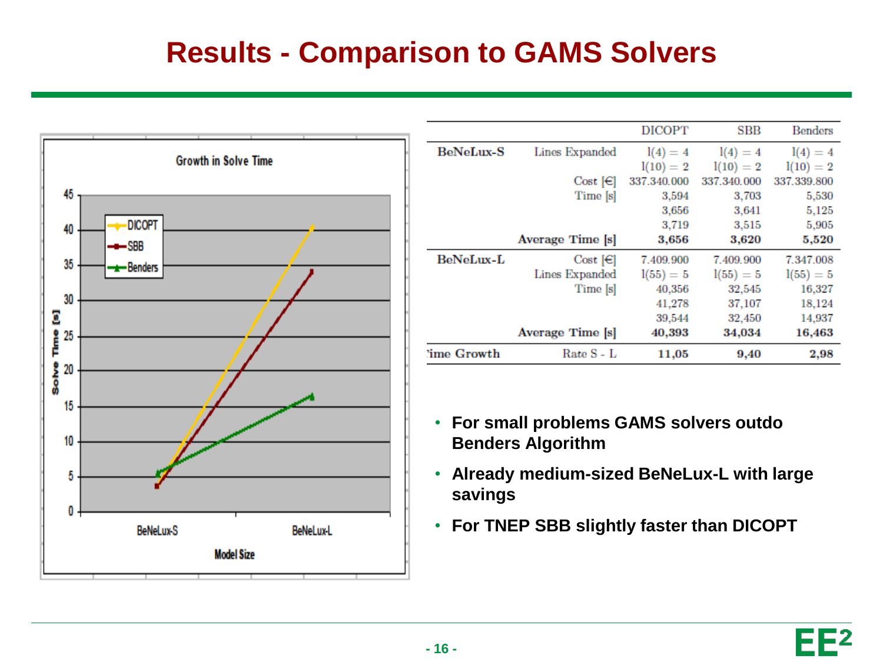# Results - Comparison to GAMS Solvers

| | | DICOPT | SBB | Benders |
|---|---|---|---|---|
| **BeNeLux-S** | Lines Expanded | $l(4) = 4$ | $l(4) = 4$ | $l(4) = 4$ |
| | | $l(10) = 2$ | $l(10) = 2$ | $l(10) = 2$ |
| | Cost [€] | 337.340.000 | 337.340.000 | 337.339.800 |
| | Time [s] | 3,594 | 3,703 | 5,530 |
| | | 3,656 | 3,641 | 5,125 |
| | | 3,719 | 3,515 | 5,905 |
| | **Average Time [s]** | **3,656** | **3,620** | **5,520** |
| **BeNeLux-L** | Cost [€] | 7.409.900 | 7.409.900 | 7.347.008 |
| | Lines Expanded | $l(55) = 5$ | $l(55) = 5$ | $l(55) = 5$ |
| | Time [s] | 40,356 | 32,545 | 16,327 |
| | | 41,278 | 37,107 | 18,124 |
| | | 39,544 | 32,450 | 14,937 |
| | **Average Time [s]** | **40,393** | **34,034** | **16,463** |
| **Time Growth** | Rate S - L | **11,05** | **9,40** | **2,98** |

- **For small problems GAMS solvers outdo Benders Algorithm**
- **Already medium-sized BeNeLux-L with large savings**
- **For TNEP SBB slightly faster than DICOPT**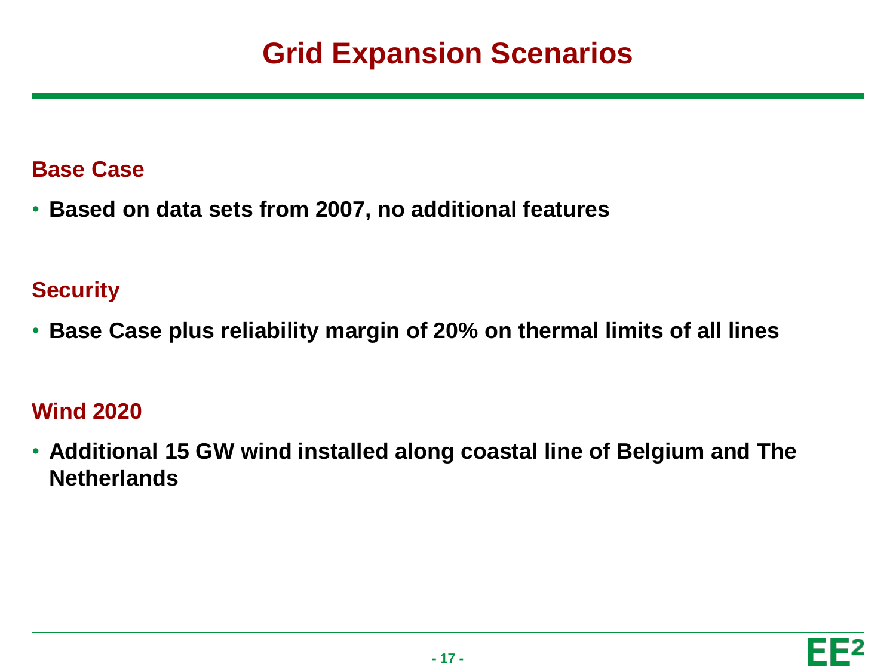# Grid Expansion Scenarios

## Base Case

- **Based on data sets from 2007, no additional features**

## Security

- **Base Case plus reliability margin of 20% on thermal limits of all lines**

## Wind 2020

- **Additional 15 GW wind installed along coastal line of Belgium and The Netherlands**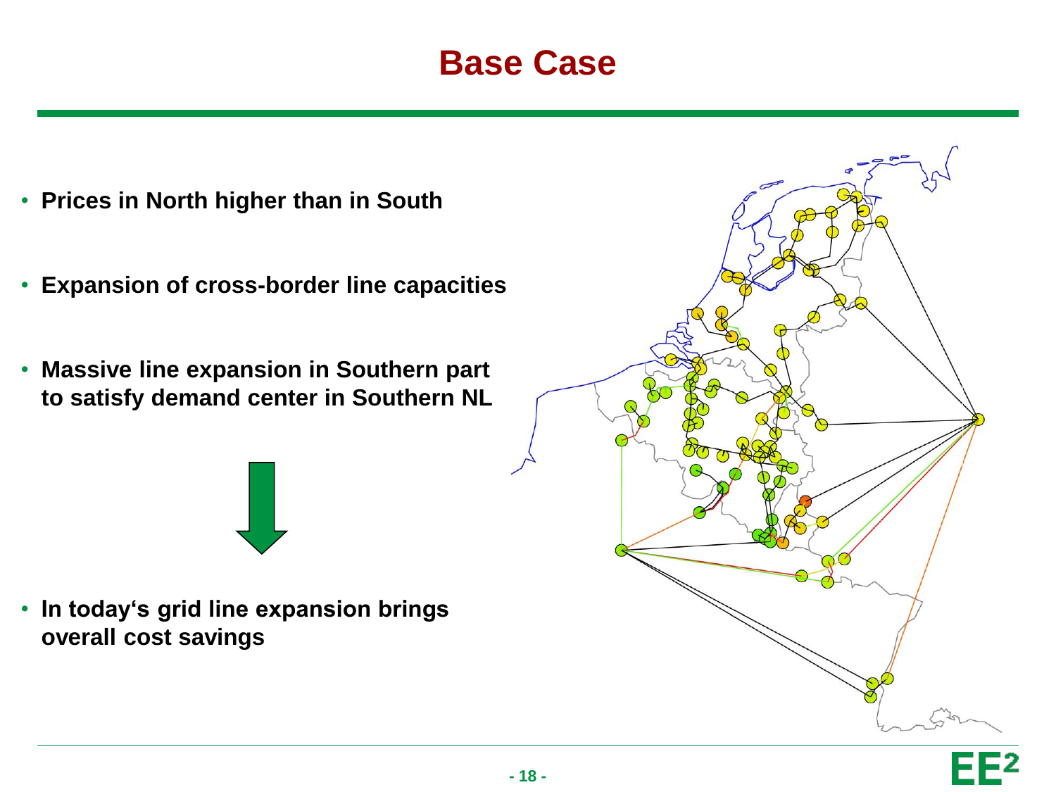# Base Case

- **Prices in North higher than in South**
- **Expansion of cross-border line capacities**
- **Massive line expansion in Southern part to satisfy demand center in Southern NL**

- **In today's grid line expansion brings overall cost savings**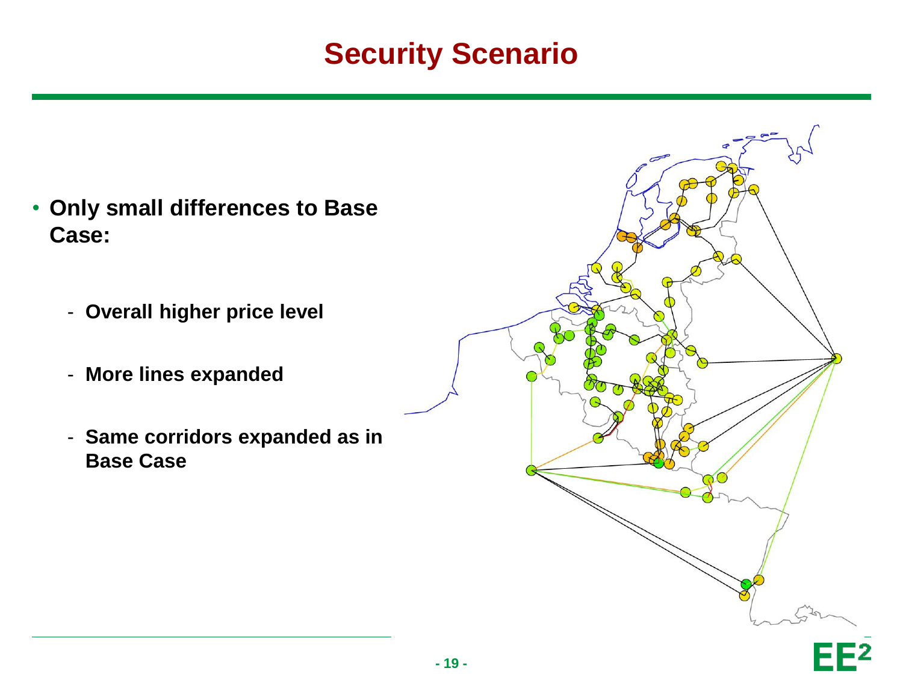# Security Scenario

- **Only small differences to Base Case:**
  - **Overall higher price level**
  - **More lines expanded**
  - **Same corridors expanded as in Base Case**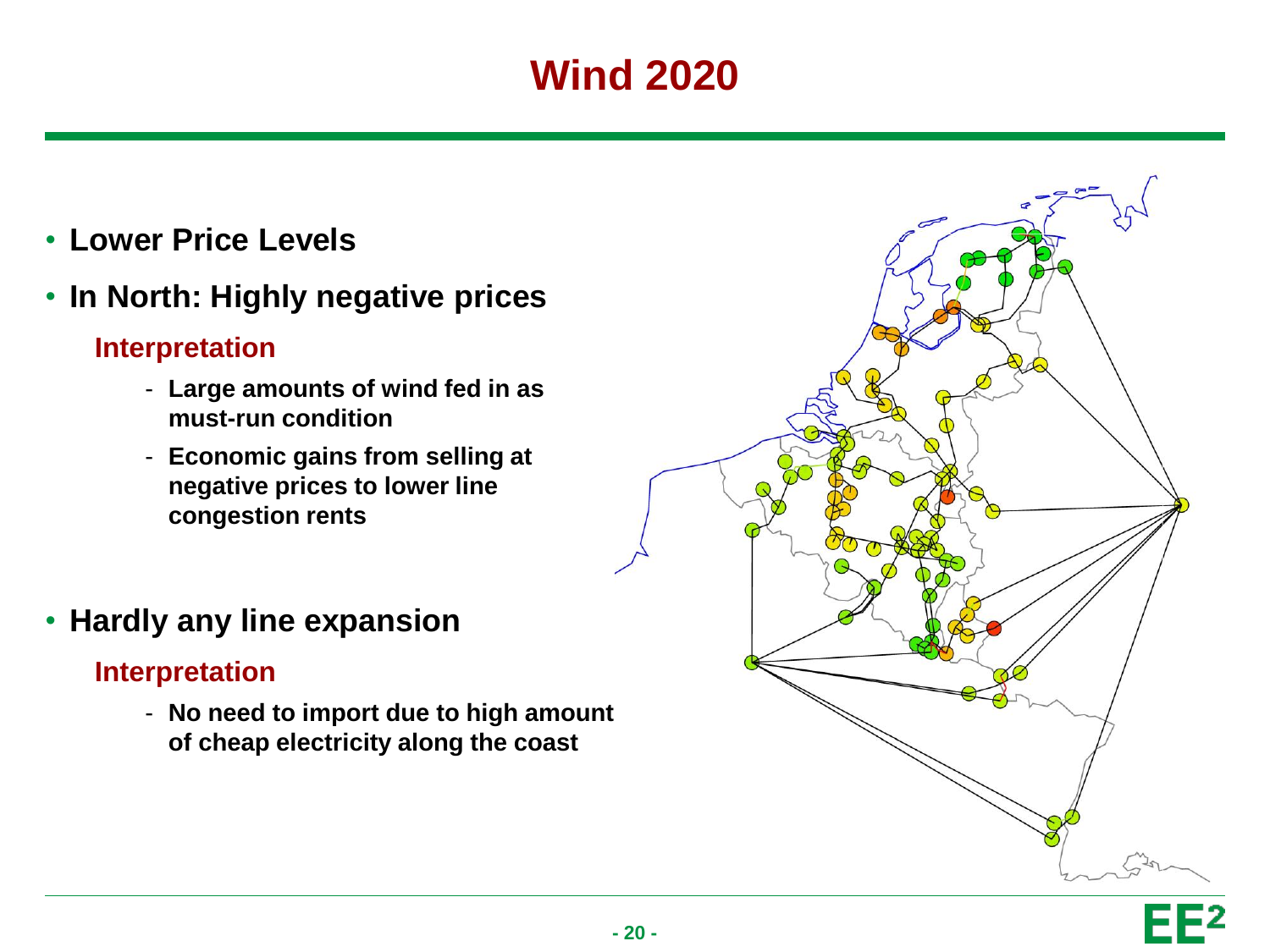# Wind 2020

- **Lower Price Levels**
- **In North: Highly negative prices**

  **Interpretation**

  - **Large amounts of wind fed in as must-run condition**
  - **Economic gains from selling at negative prices to lower line congestion rents**

- **Hardly any line expansion**

  **Interpretation**

  - **No need to import due to high amount of cheap electricity along the coast**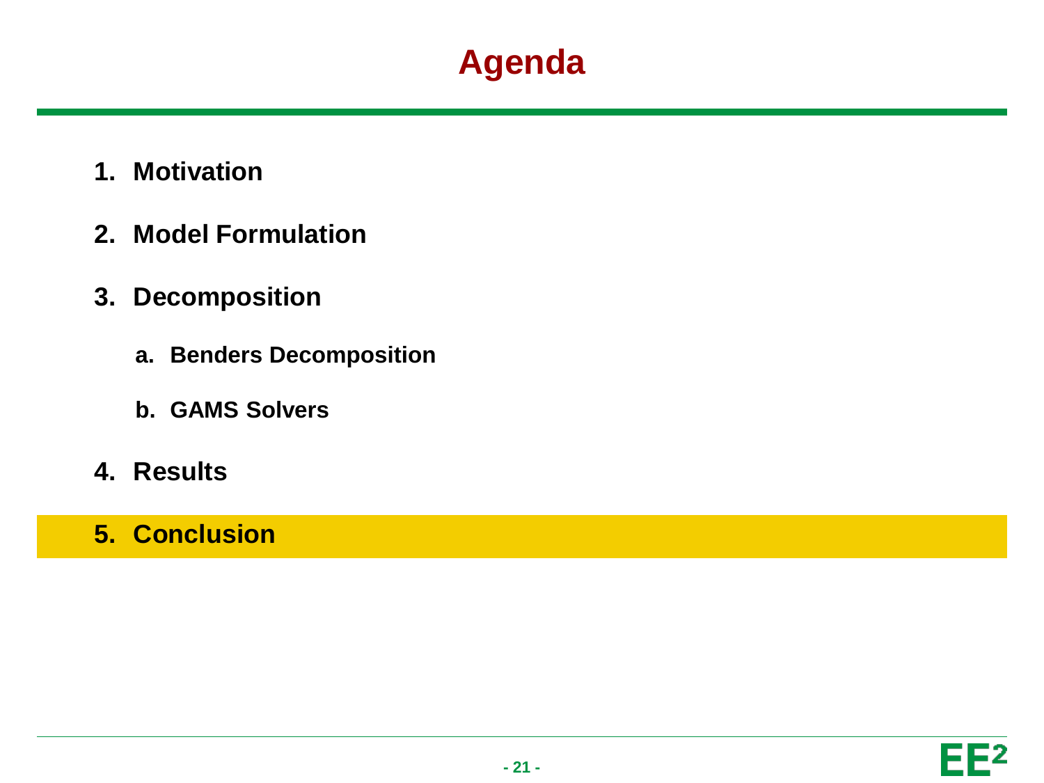# Agenda

1. **Motivation**
2. **Model Formulation**
3. **Decomposition**
   a. **Benders Decomposition**
   b. **GAMS Solvers**
4. **Results**
5. **Conclusion**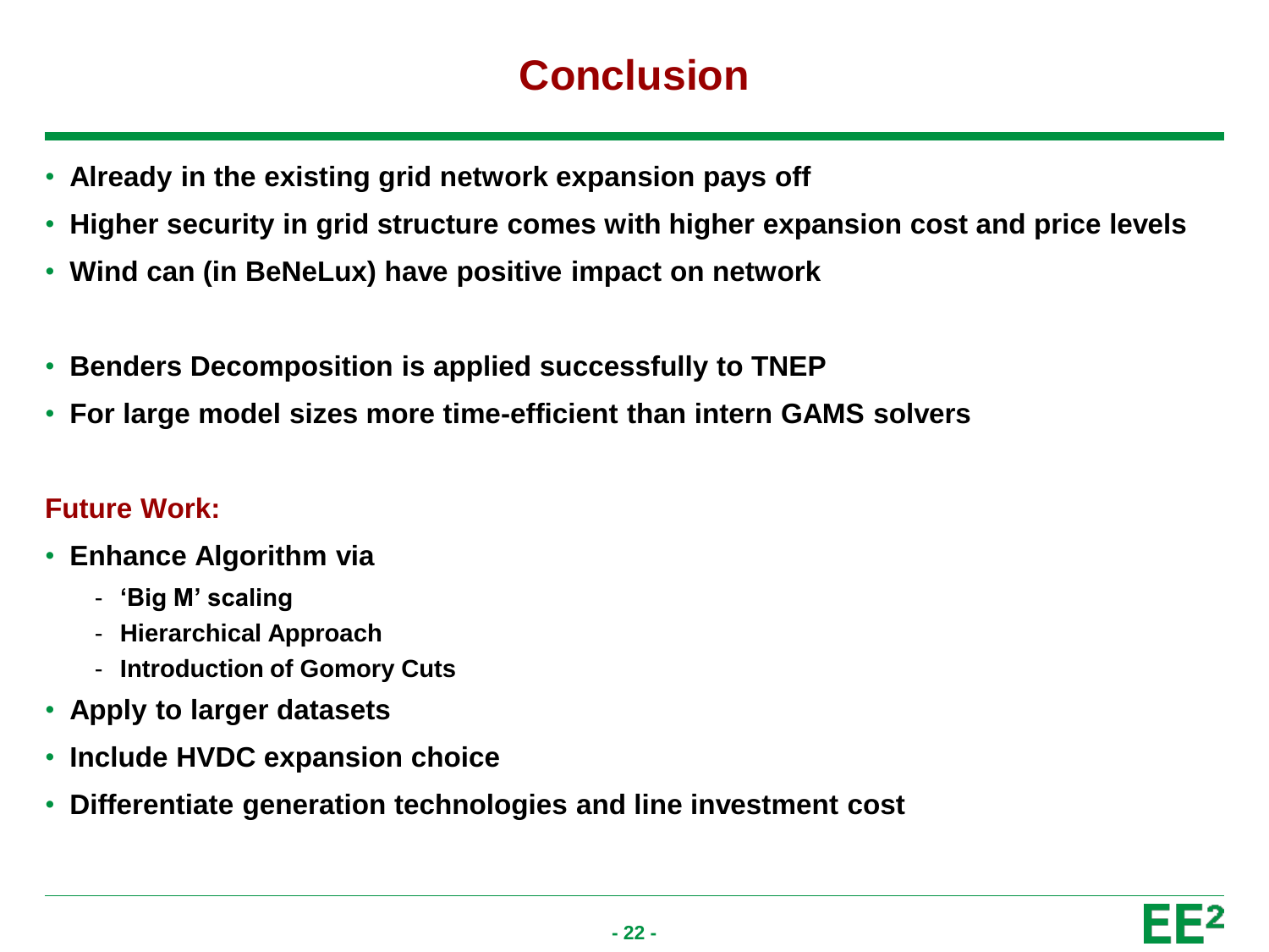# Conclusion

- **Already in the existing grid network expansion pays off**
- **Higher security in grid structure comes with higher expansion cost and price levels**
- **Wind can (in BeNeLux) have positive impact on network**

- **Benders Decomposition is applied successfully to TNEP**
- **For large model sizes more time-efficient than intern GAMS solvers**

**Future Work:**

- **Enhance Algorithm via**
  - **'Big M' scaling**
  - **Hierarchical Approach**
  - **Introduction of Gomory Cuts**
- **Apply to larger datasets**
- **Include HVDC expansion choice**
- **Differentiate generation technologies and line investment cost**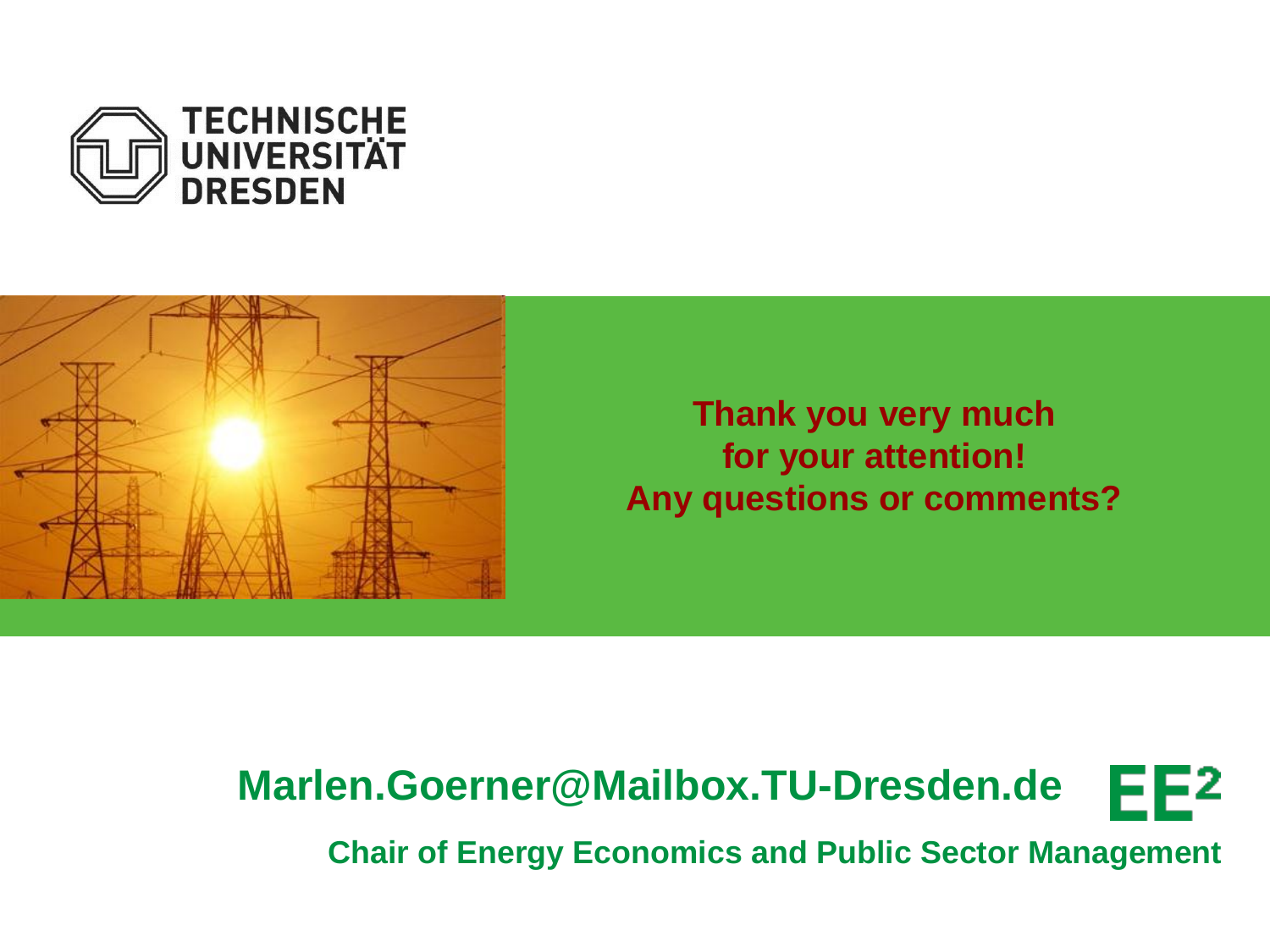TECHNISCHE UNIVERSITÄT DRESDEN

**Thank you very much for your attention!**
**Any questions or comments?**

**Marlen.Goerner@Mailbox.TU-Dresden.de**

**EE²**

**Chair of Energy Economics and Public Sector Management**